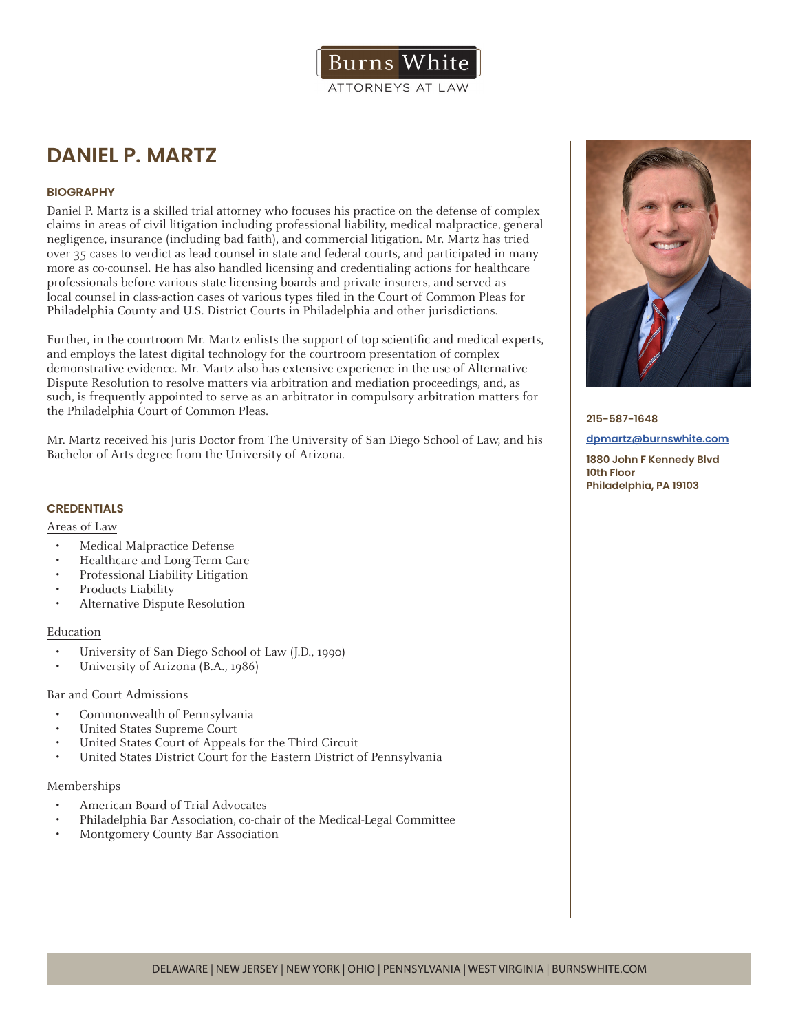Burns White
ATTORNEYS AT LAW

# DANIEL P. MARTZ

215-587-1648

dpmartz@burnswhite.com

1880 John F Kennedy Blvd
10th Floor
Philadelphia, PA 19103

## BIOGRAPHY

Daniel P. Martz is a skilled trial attorney who focuses his practice on the defense of complex claims in areas of civil litigation including professional liability, medical malpractice, general negligence, insurance (including bad faith), and commercial litigation. Mr. Martz has tried over 35 cases to verdict as lead counsel in state and federal courts, and participated in many more as co-counsel. He has also handled licensing and credentialing actions for healthcare professionals before various state licensing boards and private insurers, and served as local counsel in class-action cases of various types filed in the Court of Common Pleas for Philadelphia County and U.S. District Courts in Philadelphia and other jurisdictions.

Further, in the courtroom Mr. Martz enlists the support of top scientific and medical experts, and employs the latest digital technology for the courtroom presentation of complex demonstrative evidence. Mr. Martz also has extensive experience in the use of Alternative Dispute Resolution to resolve matters via arbitration and mediation proceedings, and, as such, is frequently appointed to serve as an arbitrator in compulsory arbitration matters for the Philadelphia Court of Common Pleas.

Mr. Martz received his Juris Doctor from The University of San Diego School of Law, and his Bachelor of Arts degree from the University of Arizona.

## CREDENTIALS

### Areas of Law

- Medical Malpractice Defense
- Healthcare and Long-Term Care
- Professional Liability Litigation
- Products Liability
- Alternative Dispute Resolution

### Education

- University of San Diego School of Law (J.D., 1990)
- University of Arizona (B.A., 1986)

### Bar and Court Admissions

- Commonwealth of Pennsylvania
- United States Supreme Court
- United States Court of Appeals for the Third Circuit
- United States District Court for the Eastern District of Pennsylvania

### Memberships

- American Board of Trial Advocates
- Philadelphia Bar Association, co-chair of the Medical-Legal Committee
- Montgomery County Bar Association

DELAWARE | NEW JERSEY | NEW YORK | OHIO | PENNSYLVANIA | WEST VIRGINIA | BURNSWHITE.COM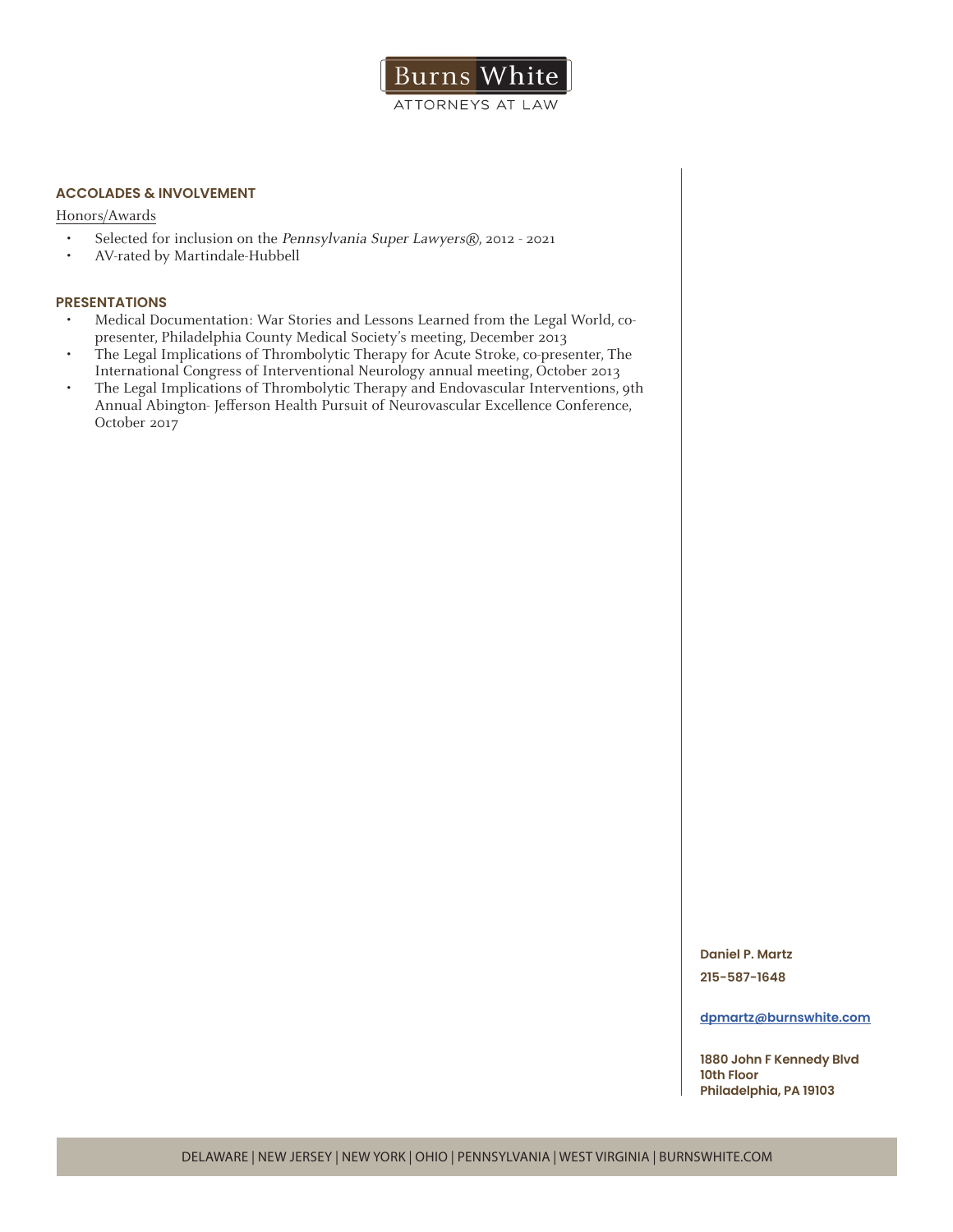## ACCOLADES & INVOLVEMENT

Honors/Awards

- Selected for inclusion on the *Pennsylvania Super Lawyers®*, 2012 - 2021
- AV-rated by Martindale-Hubbell

## PRESENTATIONS

- Medical Documentation: War Stories and Lessons Learned from the Legal World, co-presenter, Philadelphia County Medical Society's meeting, December 2013
- The Legal Implications of Thrombolytic Therapy for Acute Stroke, co-presenter, The International Congress of Interventional Neurology annual meeting, October 2013
- The Legal Implications of Thrombolytic Therapy and Endovascular Interventions, 9th Annual Abington- Jefferson Health Pursuit of Neurovascular Excellence Conference, October 2017

**Daniel P. Martz**

**215-587-1648**

**dpmartz@burnswhite.com**

**1880 John F Kennedy Blvd**
**10th Floor**
**Philadelphia, PA 19103**